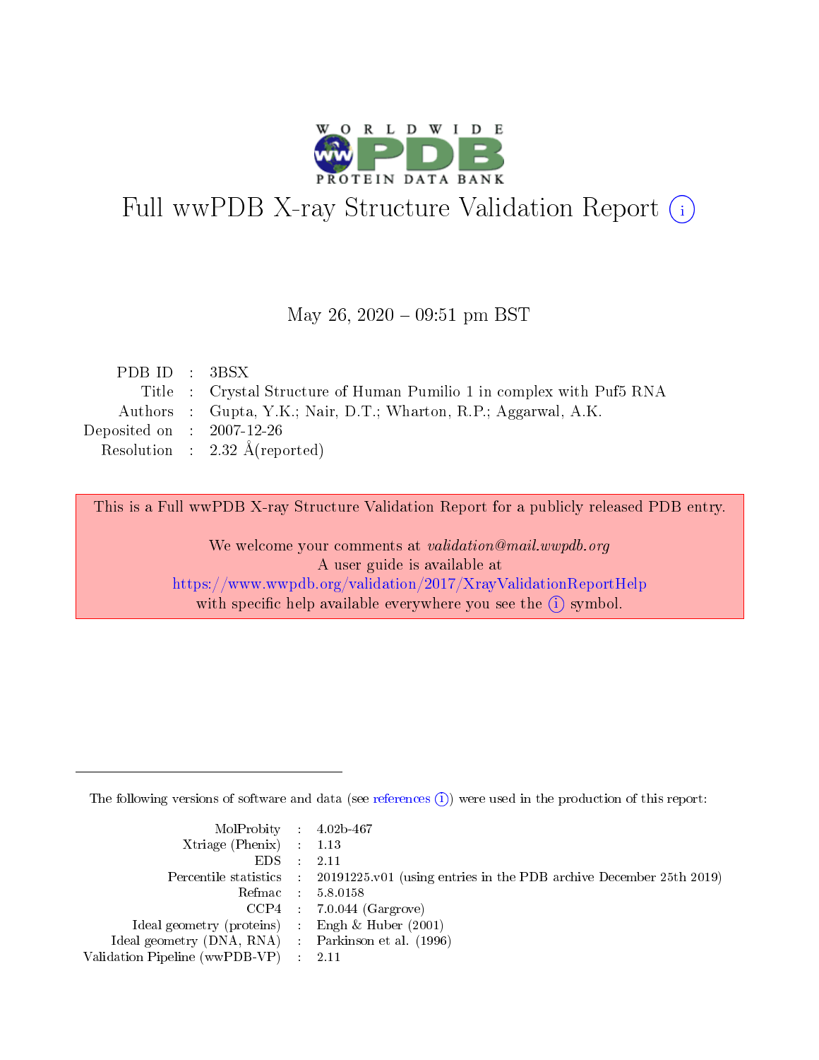# Full wwPDB X-ray Structure Validation Report

May 26, 2020 – 09:51 pm BST

| | | |
|---|---|---|
| PDB ID | : | 3BSX |
| Title | : | Crystal Structure of Human Pumilio 1 in complex with Puf5 RNA |
| Authors | : | Gupta, Y.K.; Nair, D.T.; Wharton, R.P.; Aggarwal, A.K. |
| Deposited on | : | 2007-12-26 |
| Resolution | : | 2.32 Å(reported) |

This is a Full wwPDB X-ray Structure Validation Report for a publicly released PDB entry.

We welcome your comments at *validation@mail.wwpdb.org*
A user guide is available at
https://www.wwpdb.org/validation/2017/XrayValidationReportHelp
with specific help available everywhere you see the (i) symbol.

The following versions of software and data (see references (i)) were used in the production of this report:

| | | |
|---|---|---|
| MolProbity | : | 4.02b-467 |
| Xtriage (Phenix) | : | 1.13 |
| EDS | : | 2.11 |
| Percentile statistics | : | 20191225.v01 (using entries in the PDB archive December 25th 2019) |
| Refmac | : | 5.8.0158 |
| CCP4 | : | 7.0.044 (Gargrove) |
| Ideal geometry (proteins) | : | Engh & Huber (2001) |
| Ideal geometry (DNA, RNA) | : | Parkinson et al. (1996) |
| Validation Pipeline (wwPDB-VP) | : | 2.11 |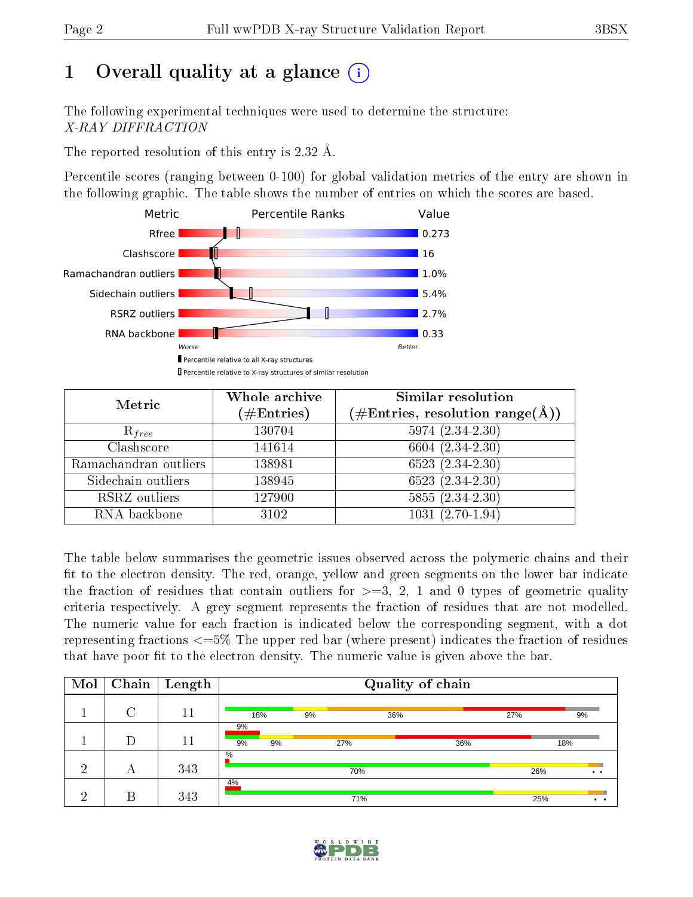# 1 Overall quality at a glance

The following experimental techniques were used to determine the structure:
*X-RAY DIFFRACTION*

The reported resolution of this entry is 2.32 Å.

Percentile scores (ranging between 0-100) for global validation metrics of the entry are shown in the following graphic. The table shows the number of entries on which the scores are based.

| Metric | Value |
|---|---|
| Rfree | 0.273 |
| Clashscore | 16 |
| Ramachandran outliers | 1.0% |
| Sidechain outliers | 5.4% |
| RSRZ outliers | 2.7% |
| RNA backbone | 0.33 |

| Metric | Whole archive (#Entries) | Similar resolution (#Entries, resolution range(Å)) |
|---|---|---|
| $R_{free}$ | 130704 | 5974 (2.34-2.30) |
| Clashscore | 141614 | 6604 (2.34-2.30) |
| Ramachandran outliers | 138981 | 6523 (2.34-2.30) |
| Sidechain outliers | 138945 | 6523 (2.34-2.30) |
| RSRZ outliers | 127900 | 5855 (2.34-2.30) |
| RNA backbone | 3102 | 1031 (2.70-1.94) |

The table below summarises the geometric issues observed across the polymeric chains and their fit to the electron density. The red, orange, yellow and green segments on the lower bar indicate the fraction of residues that contain outliers for >=3, 2, 1 and 0 types of geometric quality criteria respectively. A grey segment represents the fraction of residues that are not modelled. The numeric value for each fraction is indicated below the corresponding segment, with a dot representing fractions <=5% The upper red bar (where present) indicates the fraction of residues that have poor fit to the electron density. The numeric value is given above the bar.

| Mol | Chain | Length | Quality of chain |
|---|---|---|---|
| 1 | C | 11 | 18%, 9%, 36%, 27%, 9% |
| 1 | D | 11 | 9% (poor fit); 9%, 9%, 27%, 36%, 18% |
| 2 | A | 343 | % (poor fit); 70%, 26%, •, • |
| 2 | B | 343 | 4% (poor fit); 71%, 25%, •, • |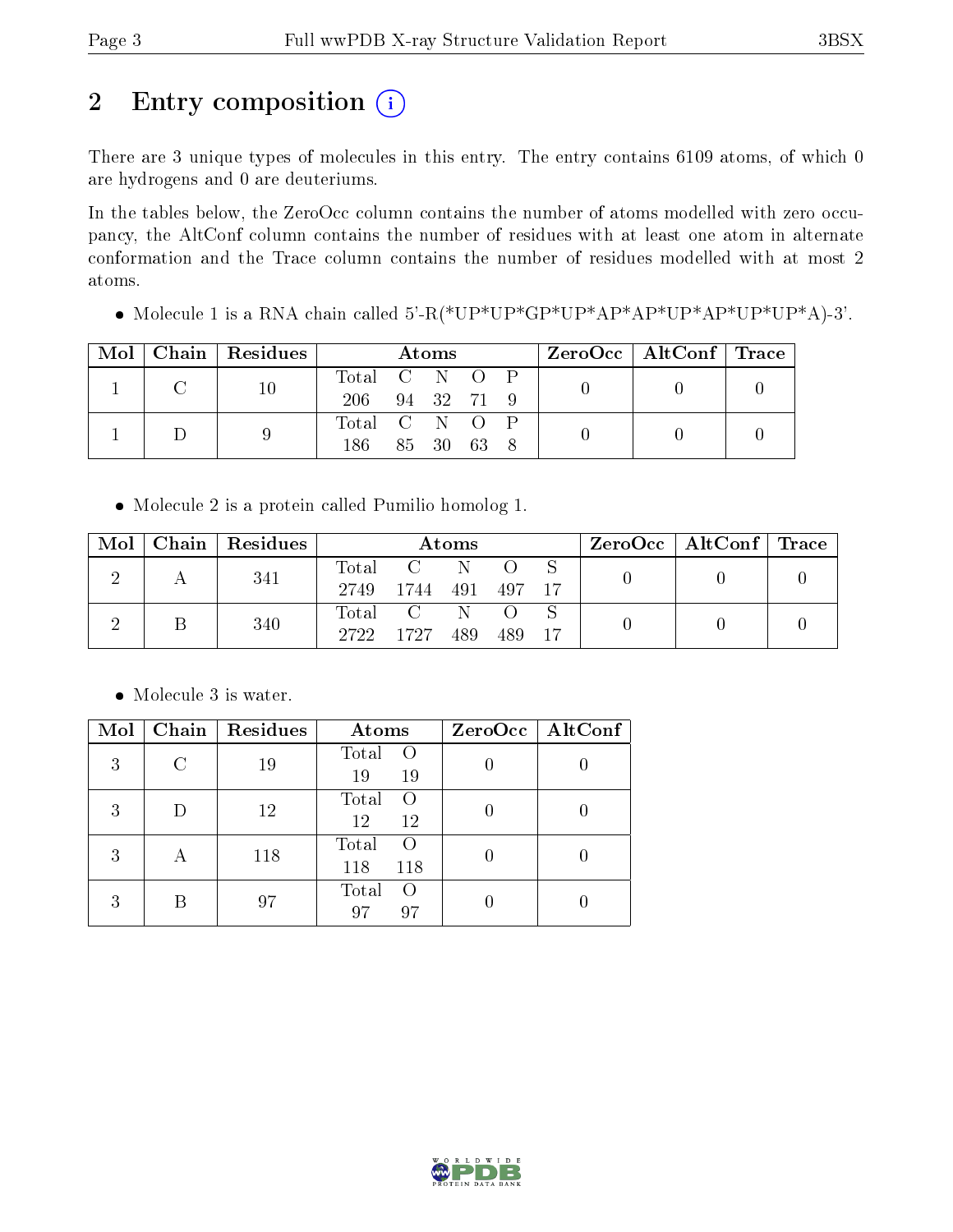# 2 Entry composition

There are 3 unique types of molecules in this entry. The entry contains 6109 atoms, of which 0 are hydrogens and 0 are deuteriums.

In the tables below, the ZeroOcc column contains the number of atoms modelled with zero occupancy, the AltConf column contains the number of residues with at least one atom in alternate conformation and the Trace column contains the number of residues modelled with at most 2 atoms.

- Molecule 1 is a RNA chain called 5'-R(*UP*UP*GP*UP*AP*AP*UP*AP*UP*UP*A)-3'.

| Mol | Chain | Residues | Atoms | | | | | ZeroOcc | AltConf | Trace |
|---|---|---|---|---|---|---|---|---|---|---|
| | | | Total | C | N | O | P | | | |
| 1 | C | 10 | 206 | 94 | 32 | 71 | 9 | 0 | 0 | 0 |
| 1 | D | 9 | 186 | 85 | 30 | 63 | 8 | 0 | 0 | 0 |

- Molecule 2 is a protein called Pumilio homolog 1.

| Mol | Chain | Residues | Atoms | | | | | ZeroOcc | AltConf | Trace |
|---|---|---|---|---|---|---|---|---|---|---|
| | | | Total | C | N | O | S | | | |
| 2 | A | 341 | 2749 | 1744 | 491 | 497 | 17 | 0 | 0 | 0 |
| 2 | B | 340 | 2722 | 1727 | 489 | 489 | 17 | 0 | 0 | 0 |

- Molecule 3 is water.

| Mol | Chain | Residues | Atoms | | ZeroOcc | AltConf |
|---|---|---|---|---|---|---|
| | | | Total | O | | |
| 3 | C | 19 | 19 | 19 | 0 | 0 |
| 3 | D | 12 | 12 | 12 | 0 | 0 |
| 3 | A | 118 | 118 | 118 | 0 | 0 |
| 3 | B | 97 | 97 | 97 | 0 | 0 |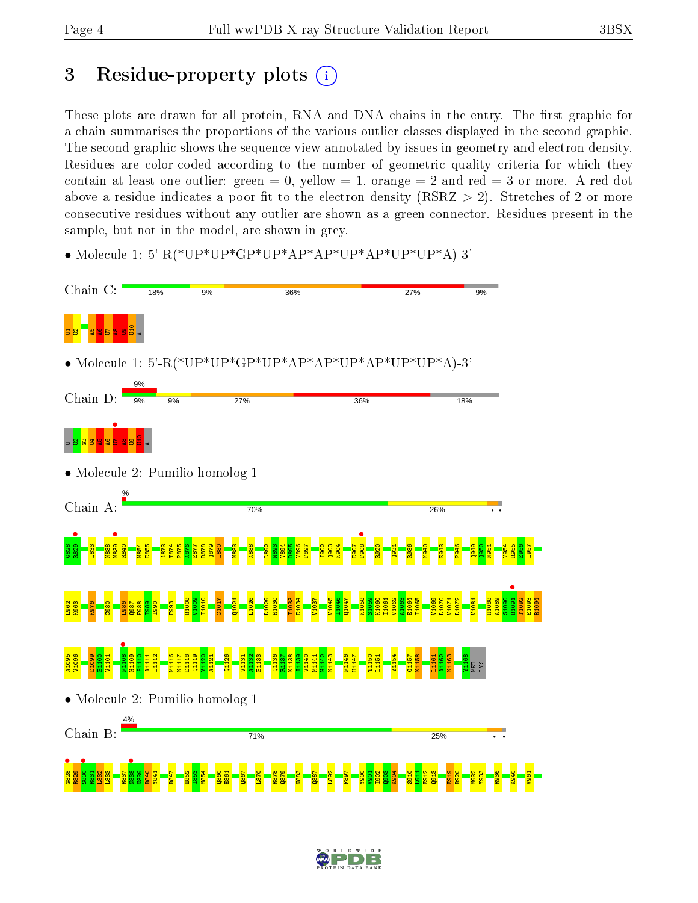# 3 Residue-property plots

These plots are drawn for all protein, RNA and DNA chains in the entry. The first graphic for a chain summarises the proportions of the various outlier classes displayed in the second graphic. The second graphic shows the sequence view annotated by issues in geometry and electron density. Residues are color-coded according to the number of geometric quality criteria for which they contain at least one outlier: green = 0, yellow = 1, orange = 2 and red = 3 or more. A red dot above a residue indicates a poor fit to the electron density (RSRZ > 2). Stretches of 2 or more consecutive residues without any outlier are shown as a green connector. Residues present in the sample, but not in the model, are shown in grey.

- Molecule 1: 5'-R(*UP*UP*GP*UP*AP*AP*UP*AP*UP*UP*A)-3'

Chain C: 18% | 9% | 36% | 27% | 9%

U1 U2 A5 A6 U7 A8 U9 U10 A

- Molecule 1: 5'-R(*UP*UP*GP*UP*AP*AP*UP*AP*UP*UP*A)-3'

Chain D: 9% (top) | 9% | 9% | 27% | 36% | 18%

U U2 G3 U4 A5 A6 U7 A8 U9 U10 A

- Molecule 2: Pumilio homolog 1

Chain A: % (top) | 70% | 26%

G828 R829 L833 N838 N839 R840 M854 E855 A873 T874 P875 A876 E877 R878 Q879 L880 N883 A888 L892 M893 V894 D895 V896 F897 I902 Q903 K904 E907 F908 R920 Q931 R936 K940 E943 P946 Q949 Q950 N951 V954 R955 E956 L957 I962 K963 K976 C980 I986 Q987 F988 I989 I990 F993 R1008 V1009 I1010 C1017 Q1021 L1026 L1029 H1030 T1033 E1034 V1037 V1045 I1046 Q1047 K1058 S1059 K1060 I1061 V1062 A1063 E1064 I1065 V1069 L1070 V1071 L1072 V1081 H1088 A1089 S1090 R1091 T1092 E1093 R1094 A1095 V1096 D1099 E1100 V1101 P1108 H1109 S1110 A1111 L1112 M1116 K1117 D1118 Q1119 Y1120 A1121 Q1126 V1131 A1132 E1133 Q1136 R1137 K1138 I1139 V1140 M1141 H1142 K1143 P1146 H1147 T1150 L1151 Y1154 G1157 K1158 L1161 A1162 K1163 Y1168 MET LYS

- Molecule 2: Pumilio homolog 1

Chain B: 4% (top) | 71% | 25%

G828 R829 S830 R831 L832 L833 R837 N838 N839 R840 Y841 R847 H852 I853 M854 Q860 H861 Q867 L870 R878 Q879 N883 Q887 L892 F897 Y900 V901 I902 Q903 K904 S910 L911 E912 Q913 E919 R920 M932 Y933 R936 K940 V961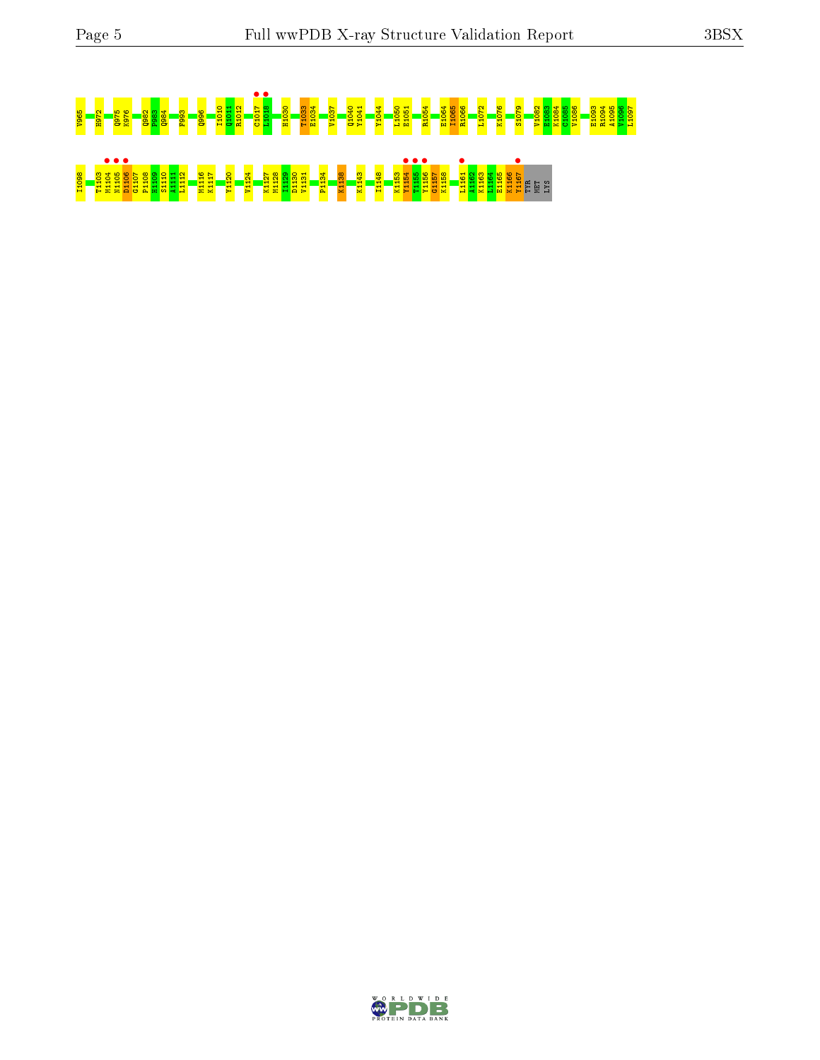V965 H972 Q975 K976 Q982 P983 Q984 F993 Q996 I1010 Q1011 R1012 C1017 L1018 H1030 T1033 E1034 V1037 Q1040 Y1041 Y1044 I1050 E1051 R1054 E1064 I1065 R1066 L1072 K1076 S1079 V1082 E1083 K1084 C1085 V1086 E1093 R1094 A1095 V1096 I1097

I1098 T1103 M1104 N1105 D1106 G1107 P1108 H1109 S1110 A1111 L1112 M1116 K1117 Y1120 V1124 K1127 M1128 I1129 D1130 V1131 P1134 K1138 K1143 I1148 K1153 Y1154 T1155 Y1156 G1157 K1158 L1161 A1162 K1163 L1164 E1165 K1166 Y1167 TYR MET LYS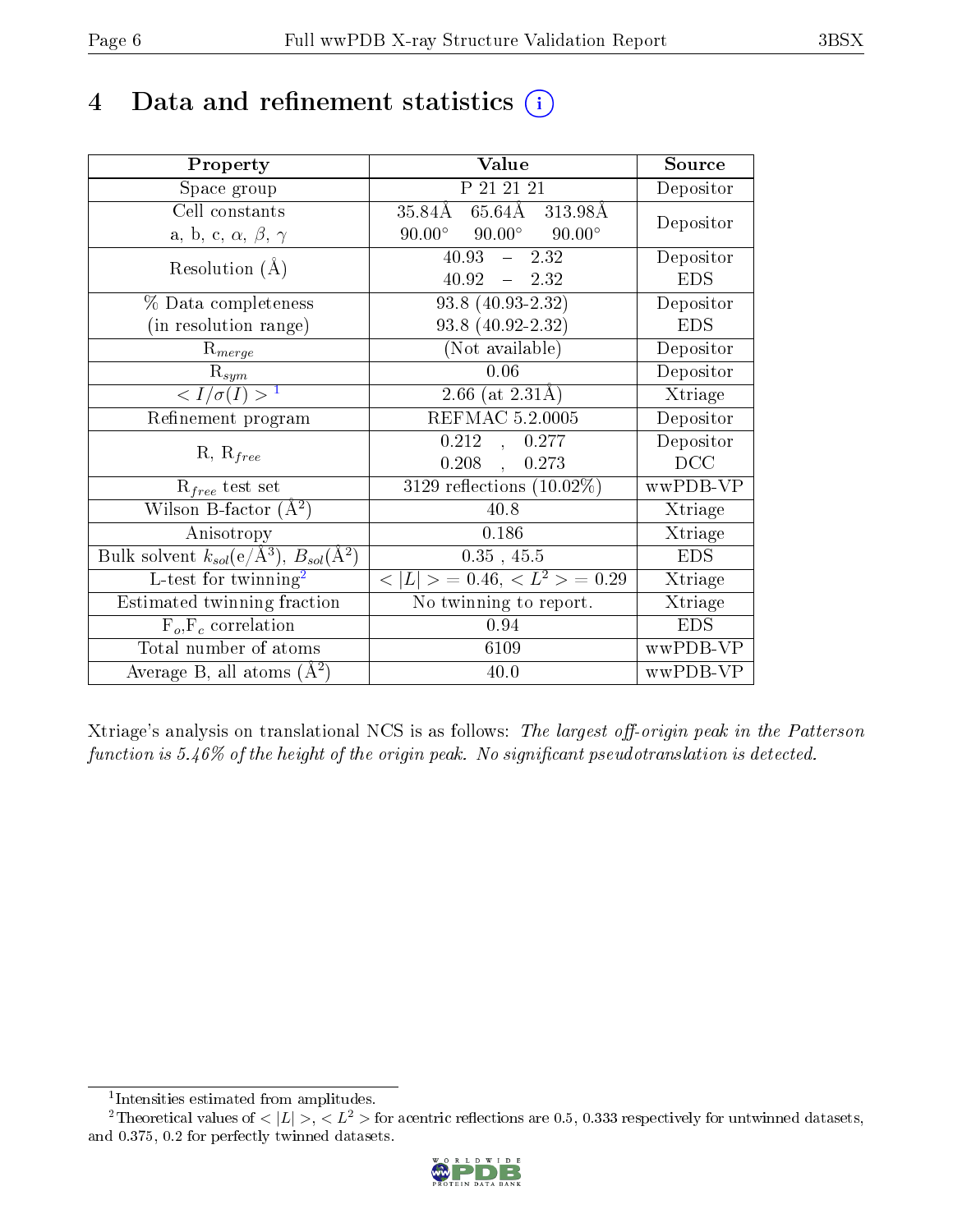# 4 Data and refinement statistics (i)

| Property | Value | Source |
|---|---|---|
| Space group | P 21 21 21 | Depositor |
| Cell constants<br>a, b, c, $\alpha$, $\beta$, $\gamma$ | 35.84Å 65.64Å 313.98Å<br>90.00° 90.00° 90.00° | Depositor |
| Resolution (Å) | 40.93 – 2.32<br>40.92 – 2.32 | Depositor<br>EDS |
| % Data completeness<br>(in resolution range) | 93.8 (40.93-2.32)<br>93.8 (40.92-2.32) | Depositor<br>EDS |
| $R_{merge}$ | (Not available) | Depositor |
| $R_{sym}$ | 0.06 | Depositor |
| $< I/\sigma(I) >$ [1] | 2.66 (at 2.31Å) | Xtriage |
| Refinement program | REFMAC 5.2.0005 | Depositor |
| R, $R_{free}$ | 0.212 , 0.277<br>0.208 , 0.273 | Depositor<br>DCC |
| $R_{free}$ test set | 3129 reflections (10.02%) | wwPDB-VP |
| Wilson B-factor (Å$^2$) | 40.8 | Xtriage |
| Anisotropy | 0.186 | Xtriage |
| Bulk solvent $k_{sol}$(e/Å$^3$), $B_{sol}$(Å$^2$) | 0.35 , 45.5 | EDS |
| L-test for twinning[2] | $< \|L\| > = 0.46$, $< L^2 > = 0.29$ | Xtriage |
| Estimated twinning fraction | No twinning to report. | Xtriage |
| $F_o$,$F_c$ correlation | 0.94 | EDS |
| Total number of atoms | 6109 | wwPDB-VP |
| Average B, all atoms (Å$^2$) | 40.0 | wwPDB-VP |

Xtriage's analysis on translational NCS is as follows: *The largest off-origin peak in the Patterson function is 5.46% of the height of the origin peak. No significant pseudotranslation is detected.*

[1] Intensities estimated from amplitudes.

[2] Theoretical values of $< |L| >$, $< L^2 >$ for acentric reflections are 0.5, 0.333 respectively for untwinned datasets, and 0.375, 0.2 for perfectly twinned datasets.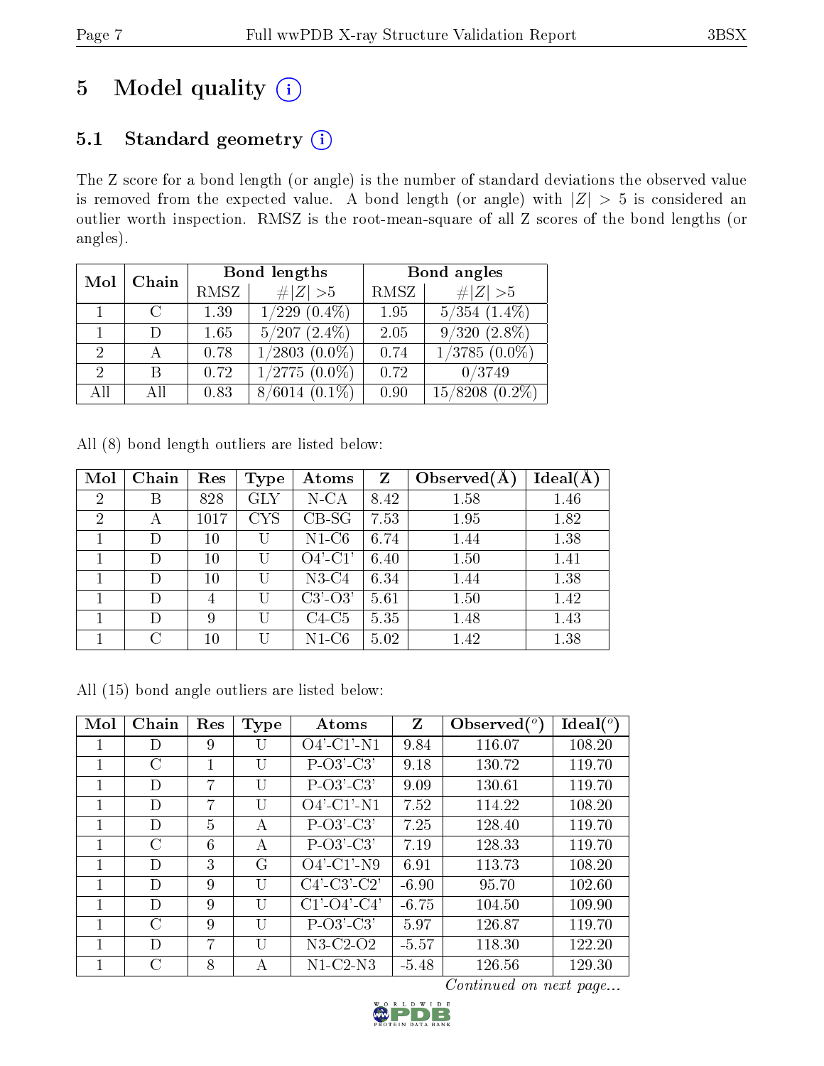# 5 Model quality (i)

## 5.1 Standard geometry (i)

The Z score for a bond length (or angle) is the number of standard deviations the observed value is removed from the expected value. A bond length (or angle) with $|Z| > 5$ is considered an outlier worth inspection. RMSZ is the root-mean-square of all Z scores of the bond lengths (or angles).

| Mol | Chain | Bond lengths | | Bond angles | |
|---|---|---|---|---|---|
| | | RMSZ | #\|Z\| >5 | RMSZ | #\|Z\| >5 |
| 1 | C | 1.39 | 1/229 (0.4%) | 1.95 | 5/354 (1.4%) |
| 1 | D | 1.65 | 5/207 (2.4%) | 2.05 | 9/320 (2.8%) |
| 2 | A | 0.78 | 1/2803 (0.0%) | 0.74 | 1/3785 (0.0%) |
| 2 | B | 0.72 | 1/2775 (0.0%) | 0.72 | 0/3749 |
| All | All | 0.83 | 8/6014 (0.1%) | 0.90 | 15/8208 (0.2%) |

All (8) bond length outliers are listed below:

| Mol | Chain | Res | Type | Atoms | Z | Observed(Å) | Ideal(Å) |
|---|---|---|---|---|---|---|---|
| 2 | B | 828 | GLY | N-CA | 8.42 | 1.58 | 1.46 |
| 2 | A | 1017 | CYS | CB-SG | 7.53 | 1.95 | 1.82 |
| 1 | D | 10 | U | N1-C6 | 6.74 | 1.44 | 1.38 |
| 1 | D | 10 | U | O4'-C1' | 6.40 | 1.50 | 1.41 |
| 1 | D | 10 | U | N3-C4 | 6.34 | 1.44 | 1.38 |
| 1 | D | 4 | U | C3'-O3' | 5.61 | 1.50 | 1.42 |
| 1 | D | 9 | U | C4-C5 | 5.35 | 1.48 | 1.43 |
| 1 | C | 10 | U | N1-C6 | 5.02 | 1.42 | 1.38 |

All (15) bond angle outliers are listed below:

| Mol | Chain | Res | Type | Atoms | Z | Observed(°) | Ideal(°) |
|---|---|---|---|---|---|---|---|
| 1 | D | 9 | U | O4'-C1'-N1 | 9.84 | 116.07 | 108.20 |
| 1 | C | 1 | U | P-O3'-C3' | 9.18 | 130.72 | 119.70 |
| 1 | D | 7 | U | P-O3'-C3' | 9.09 | 130.61 | 119.70 |
| 1 | D | 7 | U | O4'-C1'-N1 | 7.52 | 114.22 | 108.20 |
| 1 | D | 5 | A | P-O3'-C3' | 7.25 | 128.40 | 119.70 |
| 1 | C | 6 | A | P-O3'-C3' | 7.19 | 128.33 | 119.70 |
| 1 | D | 3 | G | O4'-C1'-N9 | 6.91 | 113.73 | 108.20 |
| 1 | D | 9 | U | C4'-C3'-C2' | -6.90 | 95.70 | 102.60 |
| 1 | D | 9 | U | C1'-O4'-C4' | -6.75 | 104.50 | 109.90 |
| 1 | C | 9 | U | P-O3'-C3' | 5.97 | 126.87 | 119.70 |
| 1 | D | 7 | U | N3-C2-O2 | -5.57 | 118.30 | 122.20 |
| 1 | C | 8 | A | N1-C2-N3 | -5.48 | 126.56 | 129.30 |

*Continued on next page...*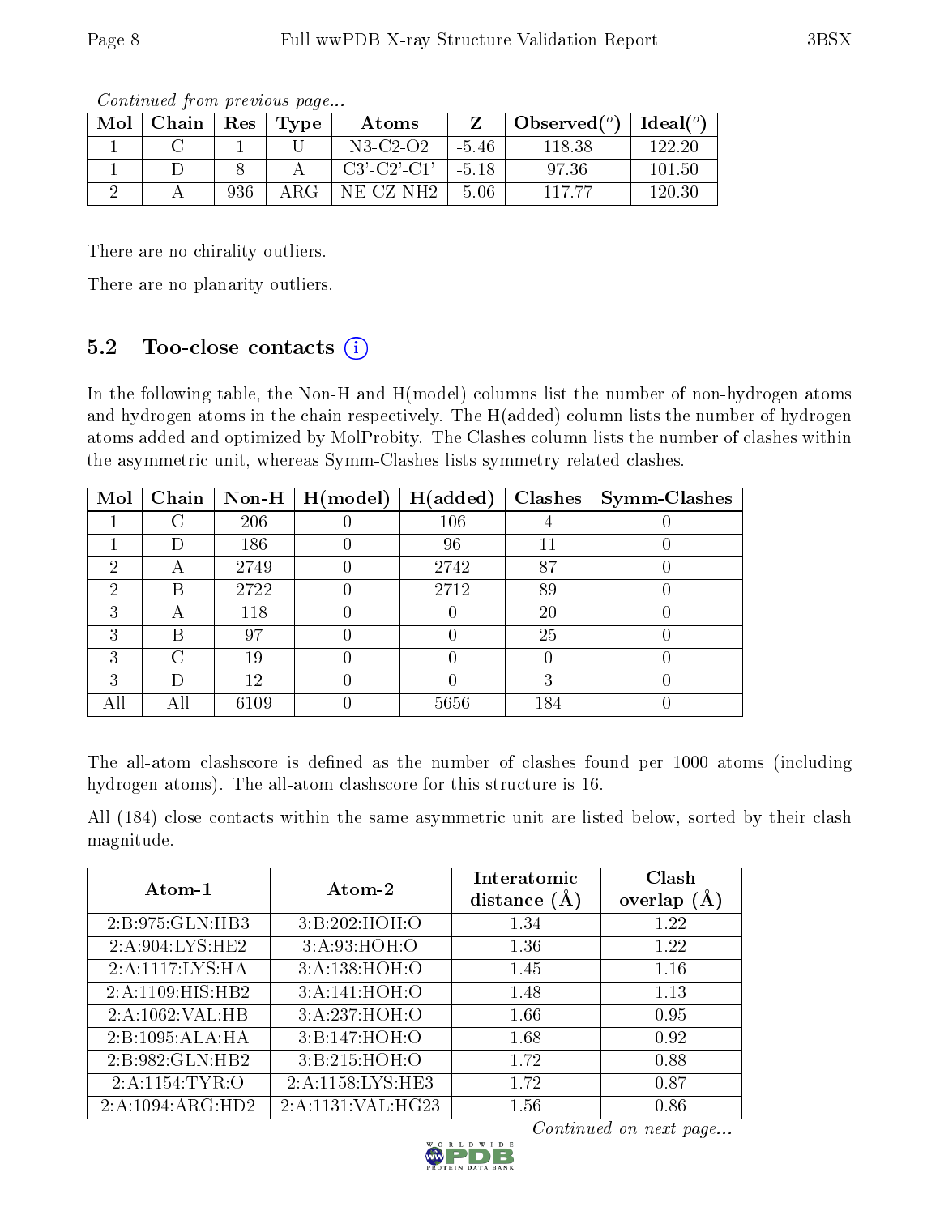*Continued from previous page...*

| Mol | Chain | Res | Type | Atoms | Z | Observed(°) | Ideal(°) |
|---|---|---|---|---|---|---|---|
| 1 | C | 1 | U | N3-C2-O2 | -5.46 | 118.38 | 122.20 |
| 1 | D | 8 | A | C3'-C2'-C1' | -5.18 | 97.36 | 101.50 |
| 2 | A | 936 | ARG | NE-CZ-NH2 | -5.06 | 117.77 | 120.30 |

There are no chirality outliers.

There are no planarity outliers.

### 5.2 Too-close contacts

In the following table, the Non-H and H(model) columns list the number of non-hydrogen atoms and hydrogen atoms in the chain respectively. The H(added) column lists the number of hydrogen atoms added and optimized by MolProbity. The Clashes column lists the number of clashes within the asymmetric unit, whereas Symm-Clashes lists symmetry related clashes.

| Mol | Chain | Non-H | H(model) | H(added) | Clashes | Symm-Clashes |
|---|---|---|---|---|---|---|
| 1 | C | 206 | 0 | 106 | 4 | 0 |
| 1 | D | 186 | 0 | 96 | 11 | 0 |
| 2 | A | 2749 | 0 | 2742 | 87 | 0 |
| 2 | B | 2722 | 0 | 2712 | 89 | 0 |
| 3 | A | 118 | 0 | 0 | 20 | 0 |
| 3 | B | 97 | 0 | 0 | 25 | 0 |
| 3 | C | 19 | 0 | 0 | 0 | 0 |
| 3 | D | 12 | 0 | 0 | 3 | 0 |
| All | All | 6109 | 0 | 5656 | 184 | 0 |

The all-atom clashscore is defined as the number of clashes found per 1000 atoms (including hydrogen atoms). The all-atom clashscore for this structure is 16.

All (184) close contacts within the same asymmetric unit are listed below, sorted by their clash magnitude.

| Atom-1 | Atom-2 | Interatomic distance (Å) | Clash overlap (Å) |
|---|---|---|---|
| 2:B:975:GLN:HB3 | 3:B:202:HOH:O | 1.34 | 1.22 |
| 2:A:904:LYS:HE2 | 3:A:93:HOH:O | 1.36 | 1.22 |
| 2:A:1117:LYS:HA | 3:A:138:HOH:O | 1.45 | 1.16 |
| 2:A:1109:HIS:HB2 | 3:A:141:HOH:O | 1.48 | 1.13 |
| 2:A:1062:VAL:HB | 3:A:237:HOH:O | 1.66 | 0.95 |
| 2:B:1095:ALA:HA | 3:B:147:HOH:O | 1.68 | 0.92 |
| 2:B:982:GLN:HB2 | 3:B:215:HOH:O | 1.72 | 0.88 |
| 2:A:1154:TYR:O | 2:A:1158:LYS:HE3 | 1.72 | 0.87 |
| 2:A:1094:ARG:HD2 | 2:A:1131:VAL:HG23 | 1.56 | 0.86 |

*Continued on next page...*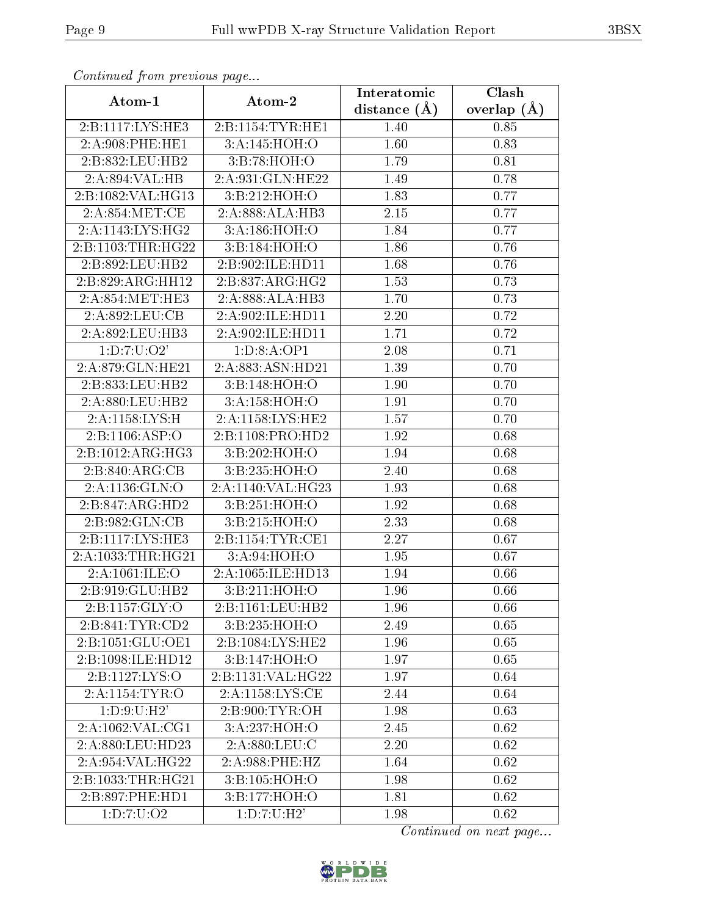*Continued from previous page...*

| Atom-1 | Atom-2 | Interatomic distance (Å) | Clash overlap (Å) |
|---|---|---|---|
| 2:B:1117:LYS:HE3 | 2:B:1154:TYR:HE1 | 1.40 | 0.85 |
| 2:A:908:PHE:HE1 | 3:A:145:HOH:O | 1.60 | 0.83 |
| 2:B:832:LEU:HB2 | 3:B:78:HOH:O | 1.79 | 0.81 |
| 2:A:894:VAL:HB | 2:A:931:GLN:HE22 | 1.49 | 0.78 |
| 2:B:1082:VAL:HG13 | 3:B:212:HOH:O | 1.83 | 0.77 |
| 2:A:854:MET:CE | 2:A:888:ALA:HB3 | 2.15 | 0.77 |
| 2:A:1143:LYS:HG2 | 3:A:186:HOH:O | 1.84 | 0.77 |
| 2:B:1103:THR:HG22 | 3:B:184:HOH:O | 1.86 | 0.76 |
| 2:B:892:LEU:HB2 | 2:B:902:ILE:HD11 | 1.68 | 0.76 |
| 2:B:829:ARG:HH12 | 2:B:837:ARG:HG2 | 1.53 | 0.73 |
| 2:A:854:MET:HE3 | 2:A:888:ALA:HB3 | 1.70 | 0.73 |
| 2:A:892:LEU:CB | 2:A:902:ILE:HD11 | 2.20 | 0.72 |
| 2:A:892:LEU:HB3 | 2:A:902:ILE:HD11 | 1.71 | 0.72 |
| 1:D:7:U:O2' | 1:D:8:A:OP1 | 2.08 | 0.71 |
| 2:A:879:GLN:HE21 | 2:A:883:ASN:HD21 | 1.39 | 0.70 |
| 2:B:833:LEU:HB2 | 3:B:148:HOH:O | 1.90 | 0.70 |
| 2:A:880:LEU:HB2 | 3:A:158:HOH:O | 1.91 | 0.70 |
| 2:A:1158:LYS:H | 2:A:1158:LYS:HE2 | 1.57 | 0.70 |
| 2:B:1106:ASP:O | 2:B:1108:PRO:HD2 | 1.92 | 0.68 |
| 2:B:1012:ARG:HG3 | 3:B:202:HOH:O | 1.94 | 0.68 |
| 2:B:840:ARG:CB | 3:B:235:HOH:O | 2.40 | 0.68 |
| 2:A:1136:GLN:O | 2:A:1140:VAL:HG23 | 1.93 | 0.68 |
| 2:B:847:ARG:HD2 | 3:B:251:HOH:O | 1.92 | 0.68 |
| 2:B:982:GLN:CB | 3:B:215:HOH:O | 2.33 | 0.68 |
| 2:B:1117:LYS:HE3 | 2:B:1154:TYR:CE1 | 2.27 | 0.67 |
| 2:A:1033:THR:HG21 | 3:A:94:HOH:O | 1.95 | 0.67 |
| 2:A:1061:ILE:O | 2:A:1065:ILE:HD13 | 1.94 | 0.66 |
| 2:B:919:GLU:HB2 | 3:B:211:HOH:O | 1.96 | 0.66 |
| 2:B:1157:GLY:O | 2:B:1161:LEU:HB2 | 1.96 | 0.66 |
| 2:B:841:TYR:CD2 | 3:B:235:HOH:O | 2.49 | 0.65 |
| 2:B:1051:GLU:OE1 | 2:B:1084:LYS:HE2 | 1.96 | 0.65 |
| 2:B:1098:ILE:HD12 | 3:B:147:HOH:O | 1.97 | 0.65 |
| 2:B:1127:LYS:O | 2:B:1131:VAL:HG22 | 1.97 | 0.64 |
| 2:A:1154:TYR:O | 2:A:1158:LYS:CE | 2.44 | 0.64 |
| 1:D:9:U:H2' | 2:B:900:TYR:OH | 1.98 | 0.63 |
| 2:A:1062:VAL:CG1 | 3:A:237:HOH:O | 2.45 | 0.62 |
| 2:A:880:LEU:HD23 | 2:A:880:LEU:C | 2.20 | 0.62 |
| 2:A:954:VAL:HG22 | 2:A:988:PHE:HZ | 1.64 | 0.62 |
| 2:B:1033:THR:HG21 | 3:B:105:HOH:O | 1.98 | 0.62 |
| 2:B:897:PHE:HD1 | 3:B:177:HOH:O | 1.81 | 0.62 |
| 1:D:7:U:O2 | 1:D:7:U:H2' | 1.98 | 0.62 |

*Continued on next page...*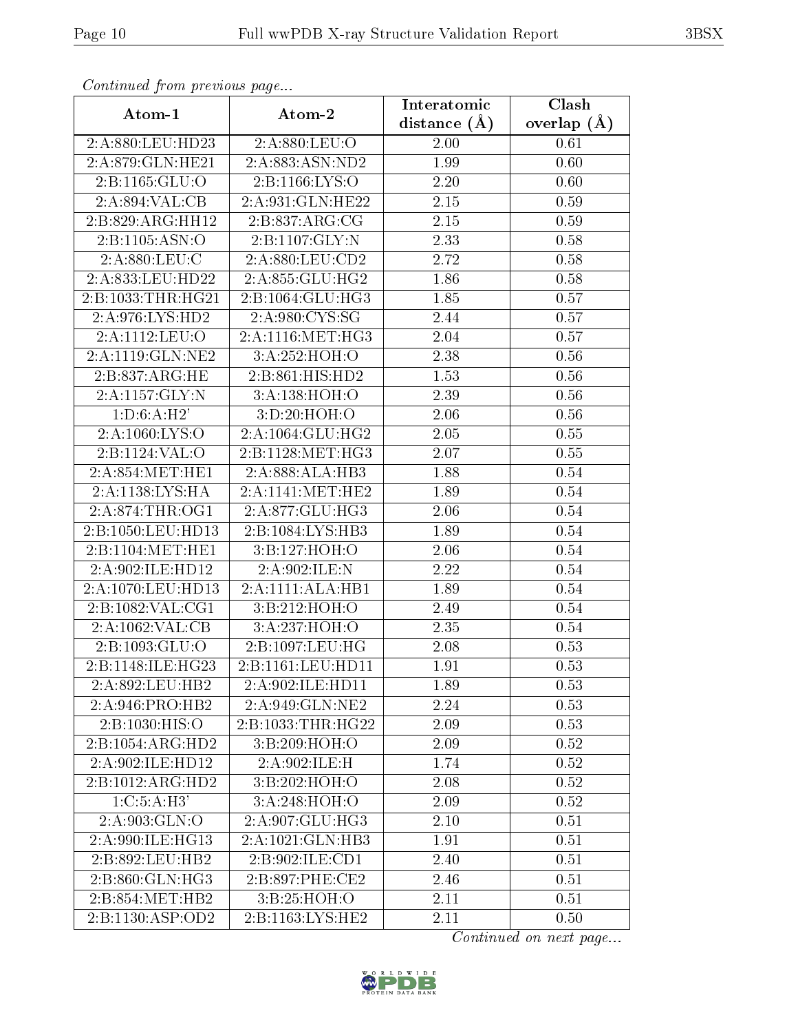*Continued from previous page...*

| Atom-1 | Atom-2 | Interatomic distance (Å) | Clash overlap (Å) |
|---|---|---|---|
| 2:A:880:LEU:HD23 | 2:A:880:LEU:O | 2.00 | 0.61 |
| 2:A:879:GLN:HE21 | 2:A:883:ASN:ND2 | 1.99 | 0.60 |
| 2:B:1165:GLU:O | 2:B:1166:LYS:O | 2.20 | 0.60 |
| 2:A:894:VAL:CB | 2:A:931:GLN:HE22 | 2.15 | 0.59 |
| 2:B:829:ARG:HH12 | 2:B:837:ARG:CG | 2.15 | 0.59 |
| 2:B:1105:ASN:O | 2:B:1107:GLY:N | 2.33 | 0.58 |
| 2:A:880:LEU:C | 2:A:880:LEU:CD2 | 2.72 | 0.58 |
| 2:A:833:LEU:HD22 | 2:A:855:GLU:HG2 | 1.86 | 0.58 |
| 2:B:1033:THR:HG21 | 2:B:1064:GLU:HG3 | 1.85 | 0.57 |
| 2:A:976:LYS:HD2 | 2:A:980:CYS:SG | 2.44 | 0.57 |
| 2:A:1112:LEU:O | 2:A:1116:MET:HG3 | 2.04 | 0.57 |
| 2:A:1119:GLN:NE2 | 3:A:252:HOH:O | 2.38 | 0.56 |
| 2:B:837:ARG:HE | 2:B:861:HIS:HD2 | 1.53 | 0.56 |
| 2:A:1157:GLY:N | 3:A:138:HOH:O | 2.39 | 0.56 |
| 1:D:6:A:H2' | 3:D:20:HOH:O | 2.06 | 0.56 |
| 2:A:1060:LYS:O | 2:A:1064:GLU:HG2 | 2.05 | 0.55 |
| 2:B:1124:VAL:O | 2:B:1128:MET:HG3 | 2.07 | 0.55 |
| 2:A:854:MET:HE1 | 2:A:888:ALA:HB3 | 1.88 | 0.54 |
| 2:A:1138:LYS:HA | 2:A:1141:MET:HE2 | 1.89 | 0.54 |
| 2:A:874:THR:OG1 | 2:A:877:GLU:HG3 | 2.06 | 0.54 |
| 2:B:1050:LEU:HD13 | 2:B:1084:LYS:HB3 | 1.89 | 0.54 |
| 2:B:1104:MET:HE1 | 3:B:127:HOH:O | 2.06 | 0.54 |
| 2:A:902:ILE:HD12 | 2:A:902:ILE:N | 2.22 | 0.54 |
| 2:A:1070:LEU:HD13 | 2:A:1111:ALA:HB1 | 1.89 | 0.54 |
| 2:B:1082:VAL:CG1 | 3:B:212:HOH:O | 2.49 | 0.54 |
| 2:A:1062:VAL:CB | 3:A:237:HOH:O | 2.35 | 0.54 |
| 2:B:1093:GLU:O | 2:B:1097:LEU:HG | 2.08 | 0.53 |
| 2:B:1148:ILE:HG23 | 2:B:1161:LEU:HD11 | 1.91 | 0.53 |
| 2:A:892:LEU:HB2 | 2:A:902:ILE:HD11 | 1.89 | 0.53 |
| 2:A:946:PRO:HB2 | 2:A:949:GLN:NE2 | 2.24 | 0.53 |
| 2:B:1030:HIS:O | 2:B:1033:THR:HG22 | 2.09 | 0.53 |
| 2:B:1054:ARG:HD2 | 3:B:209:HOH:O | 2.09 | 0.52 |
| 2:A:902:ILE:HD12 | 2:A:902:ILE:H | 1.74 | 0.52 |
| 2:B:1012:ARG:HD2 | 3:B:202:HOH:O | 2.08 | 0.52 |
| 1:C:5:A:H3' | 3:A:248:HOH:O | 2.09 | 0.52 |
| 2:A:903:GLN:O | 2:A:907:GLU:HG3 | 2.10 | 0.51 |
| 2:A:990:ILE:HG13 | 2:A:1021:GLN:HB3 | 1.91 | 0.51 |
| 2:B:892:LEU:HB2 | 2:B:902:ILE:CD1 | 2.40 | 0.51 |
| 2:B:860:GLN:HG3 | 2:B:897:PHE:CE2 | 2.46 | 0.51 |
| 2:B:854:MET:HB2 | 3:B:25:HOH:O | 2.11 | 0.51 |
| 2:B:1130:ASP:OD2 | 2:B:1163:LYS:HE2 | 2.11 | 0.50 |

*Continued on next page...*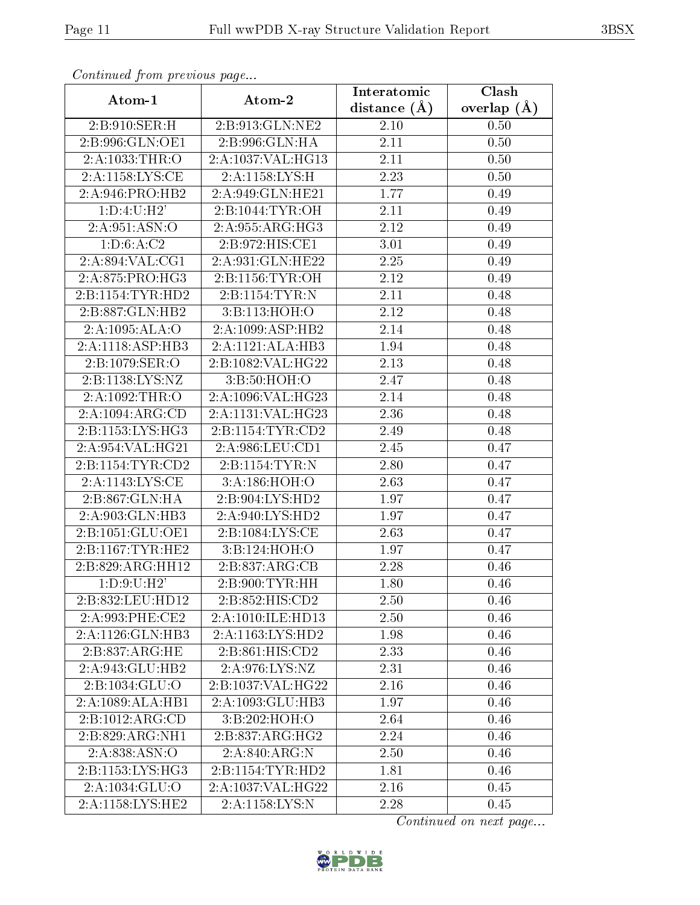*Continued from previous page...*

| Atom-1 | Atom-2 | Interatomic distance (Å) | Clash overlap (Å) |
|---|---|---|---|
| 2:B:910:SER:H | 2:B:913:GLN:NE2 | 2.10 | 0.50 |
| 2:B:996:GLN:OE1 | 2:B:996:GLN:HA | 2.11 | 0.50 |
| 2:A:1033:THR:O | 2:A:1037:VAL:HG13 | 2.11 | 0.50 |
| 2:A:1158:LYS:CE | 2:A:1158:LYS:H | 2.23 | 0.50 |
| 2:A:946:PRO:HB2 | 2:A:949:GLN:HE21 | 1.77 | 0.49 |
| 1:D:4:U:H2' | 2:B:1044:TYR:OH | 2.11 | 0.49 |
| 2:A:951:ASN:O | 2:A:955:ARG:HG3 | 2.12 | 0.49 |
| 1:D:6:A:C2 | 2:B:972:HIS:CE1 | 3.01 | 0.49 |
| 2:A:894:VAL:CG1 | 2:A:931:GLN:HE22 | 2.25 | 0.49 |
| 2:A:875:PRO:HG3 | 2:B:1156:TYR:OH | 2.12 | 0.49 |
| 2:B:1154:TYR:HD2 | 2:B:1154:TYR:N | 2.11 | 0.48 |
| 2:B:887:GLN:HB2 | 3:B:113:HOH:O | 2.12 | 0.48 |
| 2:A:1095:ALA:O | 2:A:1099:ASP:HB2 | 2.14 | 0.48 |
| 2:A:1118:ASP:HB3 | 2:A:1121:ALA:HB3 | 1.94 | 0.48 |
| 2:B:1079:SER:O | 2:B:1082:VAL:HG22 | 2.13 | 0.48 |
| 2:B:1138:LYS:NZ | 3:B:50:HOH:O | 2.47 | 0.48 |
| 2:A:1092:THR:O | 2:A:1096:VAL:HG23 | 2.14 | 0.48 |
| 2:A:1094:ARG:CD | 2:A:1131:VAL:HG23 | 2.36 | 0.48 |
| 2:B:1153:LYS:HG3 | 2:B:1154:TYR:CD2 | 2.49 | 0.48 |
| 2:A:954:VAL:HG21 | 2:A:986:LEU:CD1 | 2.45 | 0.47 |
| 2:B:1154:TYR:CD2 | 2:B:1154:TYR:N | 2.80 | 0.47 |
| 2:A:1143:LYS:CE | 3:A:186:HOH:O | 2.63 | 0.47 |
| 2:B:867:GLN:HA | 2:B:904:LYS:HD2 | 1.97 | 0.47 |
| 2:A:903:GLN:HB3 | 2:A:940:LYS:HD2 | 1.97 | 0.47 |
| 2:B:1051:GLU:OE1 | 2:B:1084:LYS:CE | 2.63 | 0.47 |
| 2:B:1167:TYR:HE2 | 3:B:124:HOH:O | 1.97 | 0.47 |
| 2:B:829:ARG:HH12 | 2:B:837:ARG:CB | 2.28 | 0.46 |
| 1:D:9:U:H2' | 2:B:900:TYR:HH | 1.80 | 0.46 |
| 2:B:832:LEU:HD12 | 2:B:852:HIS:CD2 | 2.50 | 0.46 |
| 2:A:993:PHE:CE2 | 2:A:1010:ILE:HD13 | 2.50 | 0.46 |
| 2:A:1126:GLN:HB3 | 2:A:1163:LYS:HD2 | 1.98 | 0.46 |
| 2:B:837:ARG:HE | 2:B:861:HIS:CD2 | 2.33 | 0.46 |
| 2:A:943:GLU:HB2 | 2:A:976:LYS:NZ | 2.31 | 0.46 |
| 2:B:1034:GLU:O | 2:B:1037:VAL:HG22 | 2.16 | 0.46 |
| 2:A:1089:ALA:HB1 | 2:A:1093:GLU:HB3 | 1.97 | 0.46 |
| 2:B:1012:ARG:CD | 3:B:202:HOH:O | 2.64 | 0.46 |
| 2:B:829:ARG:NH1 | 2:B:837:ARG:HG2 | 2.24 | 0.46 |
| 2:A:838:ASN:O | 2:A:840:ARG:N | 2.50 | 0.46 |
| 2:B:1153:LYS:HG3 | 2:B:1154:TYR:HD2 | 1.81 | 0.46 |
| 2:A:1034:GLU:O | 2:A:1037:VAL:HG22 | 2.16 | 0.45 |
| 2:A:1158:LYS:HE2 | 2:A:1158:LYS:N | 2.28 | 0.45 |

*Continued on next page...*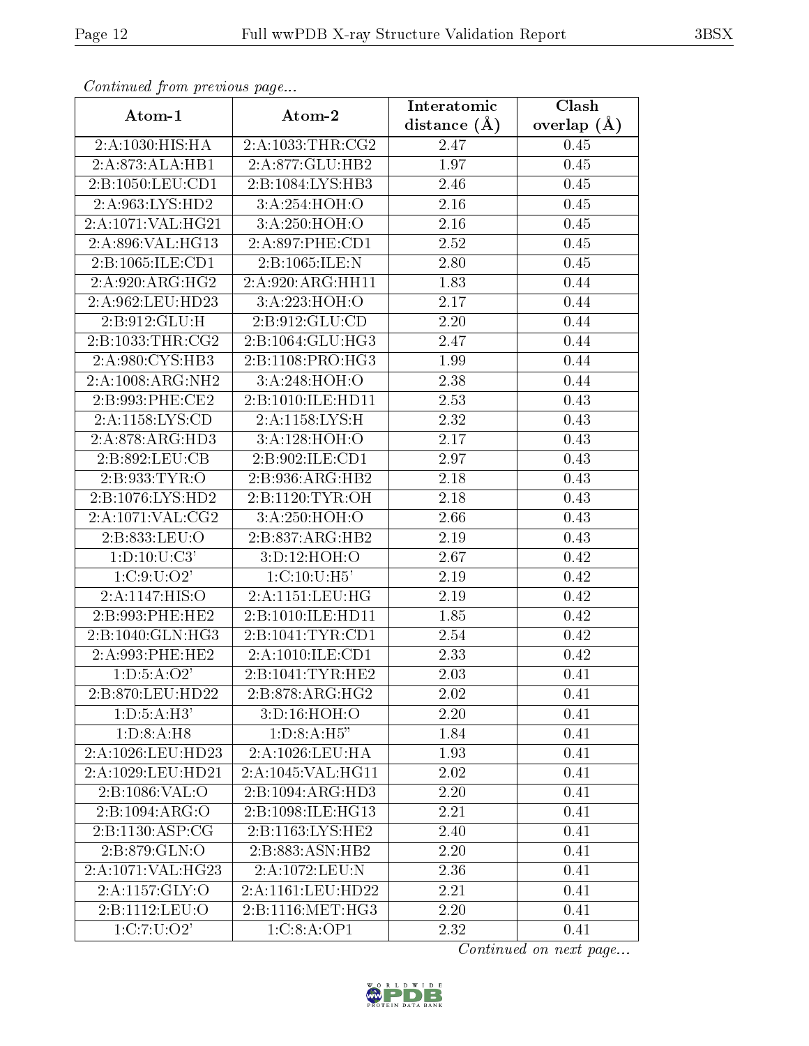*Continued from previous page...*

| Atom-1 | Atom-2 | Interatomic distance (Å) | Clash overlap (Å) |
|---|---|---|---|
| 2:A:1030:HIS:HA | 2:A:1033:THR:CG2 | 2.47 | 0.45 |
| 2:A:873:ALA:HB1 | 2:A:877:GLU:HB2 | 1.97 | 0.45 |
| 2:B:1050:LEU:CD1 | 2:B:1084:LYS:HB3 | 2.46 | 0.45 |
| 2:A:963:LYS:HD2 | 3:A:254:HOH:O | 2.16 | 0.45 |
| 2:A:1071:VAL:HG21 | 3:A:250:HOH:O | 2.16 | 0.45 |
| 2:A:896:VAL:HG13 | 2:A:897:PHE:CD1 | 2.52 | 0.45 |
| 2:B:1065:ILE:CD1 | 2:B:1065:ILE:N | 2.80 | 0.45 |
| 2:A:920:ARG:HG2 | 2:A:920:ARG:HH11 | 1.83 | 0.44 |
| 2:A:962:LEU:HD23 | 3:A:223:HOH:O | 2.17 | 0.44 |
| 2:B:912:GLU:H | 2:B:912:GLU:CD | 2.20 | 0.44 |
| 2:B:1033:THR:CG2 | 2:B:1064:GLU:HG3 | 2.47 | 0.44 |
| 2:A:980:CYS:HB3 | 2:B:1108:PRO:HG3 | 1.99 | 0.44 |
| 2:A:1008:ARG:NH2 | 3:A:248:HOH:O | 2.38 | 0.44 |
| 2:B:993:PHE:CE2 | 2:B:1010:ILE:HD11 | 2.53 | 0.43 |
| 2:A:1158:LYS:CD | 2:A:1158:LYS:H | 2.32 | 0.43 |
| 2:A:878:ARG:HD3 | 3:A:128:HOH:O | 2.17 | 0.43 |
| 2:B:892:LEU:CB | 2:B:902:ILE:CD1 | 2.97 | 0.43 |
| 2:B:933:TYR:O | 2:B:936:ARG:HB2 | 2.18 | 0.43 |
| 2:B:1076:LYS:HD2 | 2:B:1120:TYR:OH | 2.18 | 0.43 |
| 2:A:1071:VAL:CG2 | 3:A:250:HOH:O | 2.66 | 0.43 |
| 2:B:833:LEU:O | 2:B:837:ARG:HB2 | 2.19 | 0.43 |
| 1:D:10:U:C3' | 3:D:12:HOH:O | 2.67 | 0.42 |
| 1:C:9:U:O2' | 1:C:10:U:H5' | 2.19 | 0.42 |
| 2:A:1147:HIS:O | 2:A:1151:LEU:HG | 2.19 | 0.42 |
| 2:B:993:PHE:HE2 | 2:B:1010:ILE:HD11 | 1.85 | 0.42 |
| 2:B:1040:GLN:HG3 | 2:B:1041:TYR:CD1 | 2.54 | 0.42 |
| 2:A:993:PHE:HE2 | 2:A:1010:ILE:CD1 | 2.33 | 0.42 |
| 1:D:5:A:O2' | 2:B:1041:TYR:HE2 | 2.03 | 0.41 |
| 2:B:870:LEU:HD22 | 2:B:878:ARG:HG2 | 2.02 | 0.41 |
| 1:D:5:A:H3' | 3:D:16:HOH:O | 2.20 | 0.41 |
| 1:D:8:A:H8 | 1:D:8:A:H5" | 1.84 | 0.41 |
| 2:A:1026:LEU:HD23 | 2:A:1026:LEU:HA | 1.93 | 0.41 |
| 2:A:1029:LEU:HD21 | 2:A:1045:VAL:HG11 | 2.02 | 0.41 |
| 2:B:1086:VAL:O | 2:B:1094:ARG:HD3 | 2.20 | 0.41 |
| 2:B:1094:ARG:O | 2:B:1098:ILE:HG13 | 2.21 | 0.41 |
| 2:B:1130:ASP:CG | 2:B:1163:LYS:HE2 | 2.40 | 0.41 |
| 2:B:879:GLN:O | 2:B:883:ASN:HB2 | 2.20 | 0.41 |
| 2:A:1071:VAL:HG23 | 2:A:1072:LEU:N | 2.36 | 0.41 |
| 2:A:1157:GLY:O | 2:A:1161:LEU:HD22 | 2.21 | 0.41 |
| 2:B:1112:LEU:O | 2:B:1116:MET:HG3 | 2.20 | 0.41 |
| 1:C:7:U:O2' | 1:C:8:A:OP1 | 2.32 | 0.41 |

*Continued on next page...*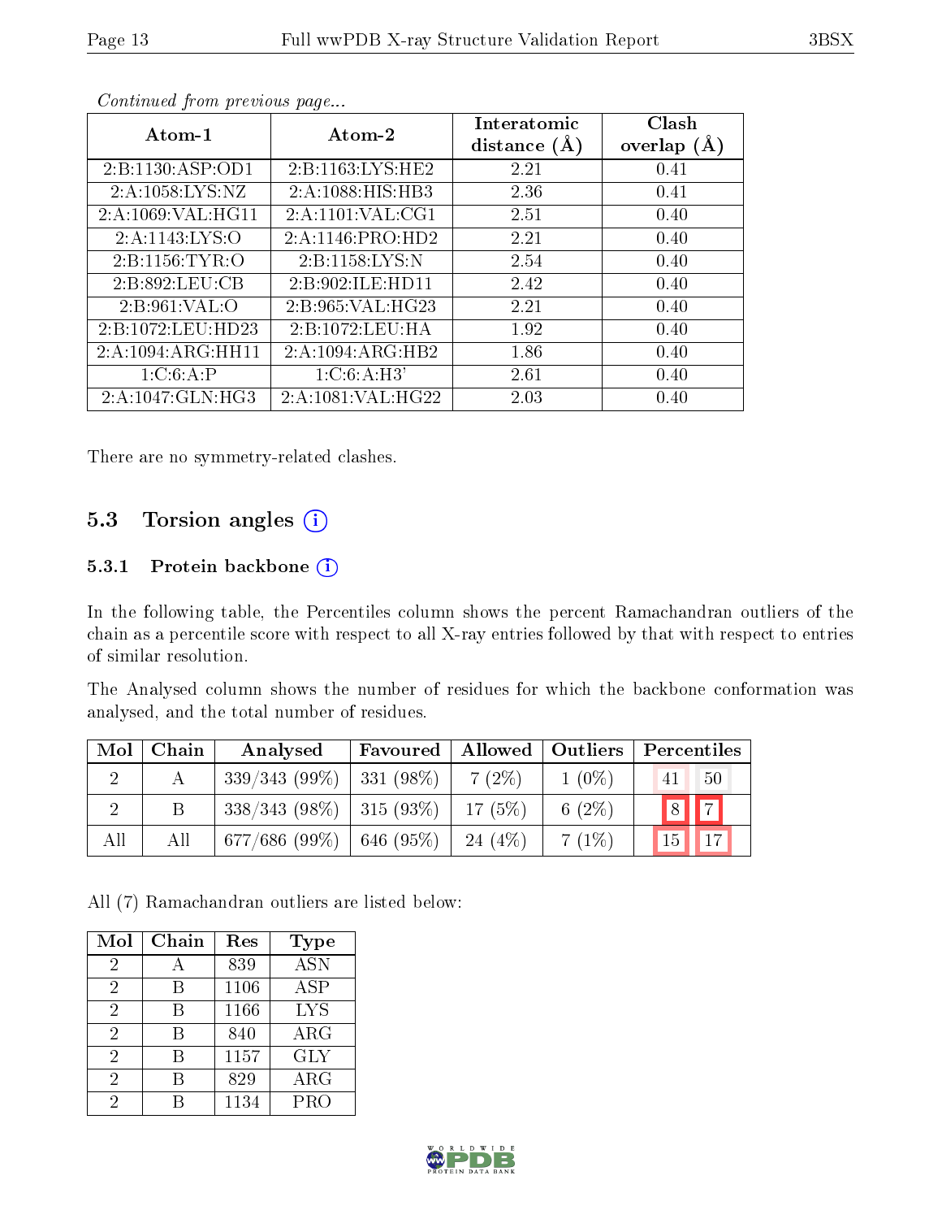*Continued from previous page...*

| Atom-1 | Atom-2 | Interatomic distance (Å) | Clash overlap (Å) |
|---|---|---|---|
| 2:B:1130:ASP:OD1 | 2:B:1163:LYS:HE2 | 2.21 | 0.41 |
| 2:A:1058:LYS:NZ | 2:A:1088:HIS:HB3 | 2.36 | 0.41 |
| 2:A:1069:VAL:HG11 | 2:A:1101:VAL:CG1 | 2.51 | 0.40 |
| 2:A:1143:LYS:O | 2:A:1146:PRO:HD2 | 2.21 | 0.40 |
| 2:B:1156:TYR:O | 2:B:1158:LYS:N | 2.54 | 0.40 |
| 2:B:892:LEU:CB | 2:B:902:ILE:HD11 | 2.42 | 0.40 |
| 2:B:961:VAL:O | 2:B:965:VAL:HG23 | 2.21 | 0.40 |
| 2:B:1072:LEU:HD23 | 2:B:1072:LEU:HA | 1.92 | 0.40 |
| 2:A:1094:ARG:HH11 | 2:A:1094:ARG:HB2 | 1.86 | 0.40 |
| 1:C:6:A:P | 1:C:6:A:H3' | 2.61 | 0.40 |
| 2:A:1047:GLN:HG3 | 2:A:1081:VAL:HG22 | 2.03 | 0.40 |

There are no symmetry-related clashes.

## 5.3 Torsion angles

### 5.3.1 Protein backbone

In the following table, the Percentiles column shows the percent Ramachandran outliers of the chain as a percentile score with respect to all X-ray entries followed by that with respect to entries of similar resolution.

The Analysed column shows the number of residues for which the backbone conformation was analysed, and the total number of residues.

| Mol | Chain | Analysed | Favoured | Allowed | Outliers | Percentiles | |
|---|---|---|---|---|---|---|---|
| 2 | A | 339/343 (99%) | 331 (98%) | 7 (2%) | 1 (0%) | 41 | 50 |
| 2 | B | 338/343 (98%) | 315 (93%) | 17 (5%) | 6 (2%) | 8 | 7 |
| All | All | 677/686 (99%) | 646 (95%) | 24 (4%) | 7 (1%) | 15 | 17 |

All (7) Ramachandran outliers are listed below:

| Mol | Chain | Res | Type |
|---|---|---|---|
| 2 | A | 839 | ASN |
| 2 | B | 1106 | ASP |
| 2 | B | 1166 | LYS |
| 2 | B | 840 | ARG |
| 2 | B | 1157 | GLY |
| 2 | B | 829 | ARG |
| 2 | B | 1134 | PRO |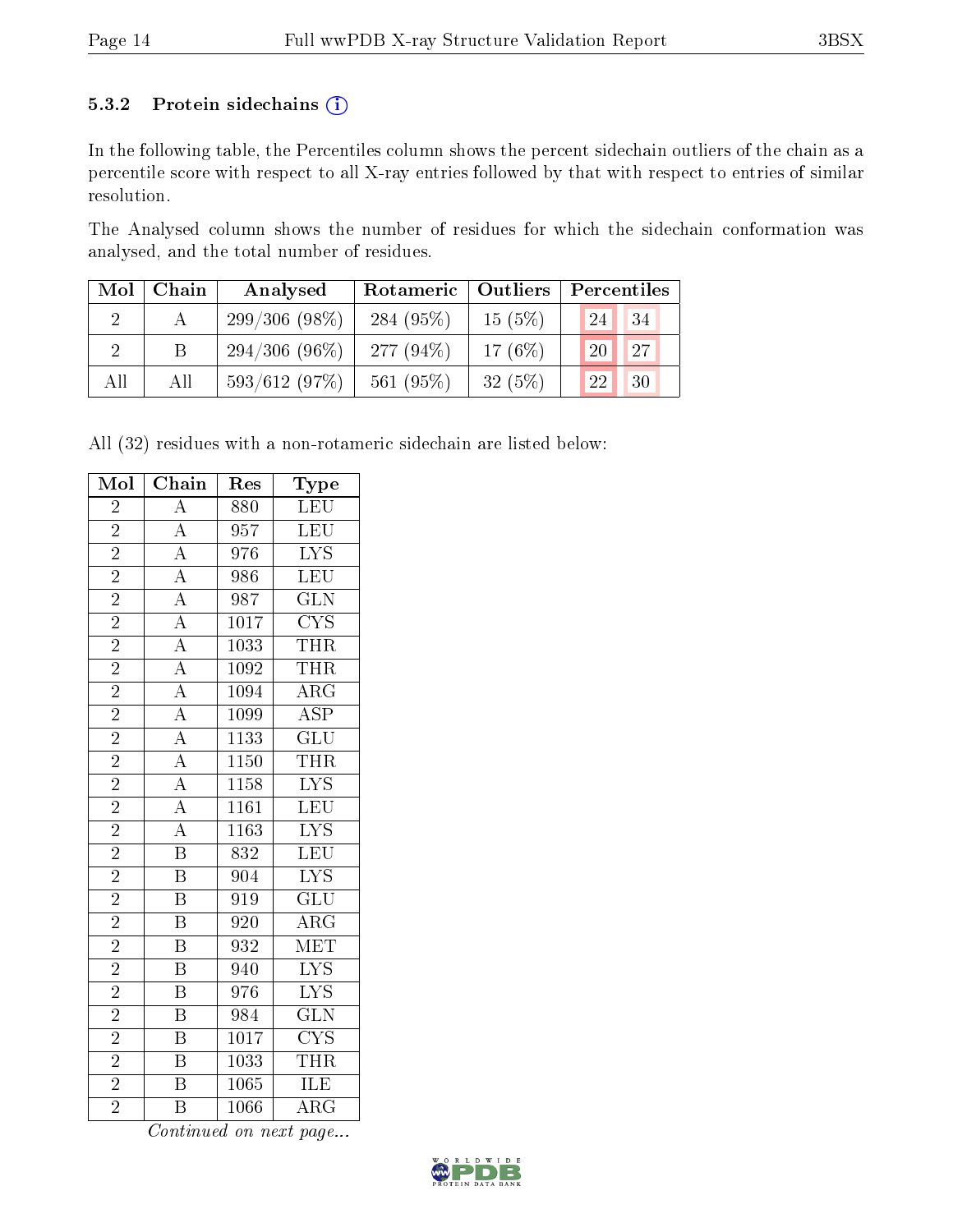### 5.3.2 Protein sidechains (i)

In the following table, the Percentiles column shows the percent sidechain outliers of the chain as a percentile score with respect to all X-ray entries followed by that with respect to entries of similar resolution.

The Analysed column shows the number of residues for which the sidechain conformation was analysed, and the total number of residues.

| Mol | Chain | Analysed | Rotameric | Outliers | Percentiles | |
|---|---|---|---|---|---|---|
| 2 | A | 299/306 (98%) | 284 (95%) | 15 (5%) | 24 | 34 |
| 2 | B | 294/306 (96%) | 277 (94%) | 17 (6%) | 20 | 27 |
| All | All | 593/612 (97%) | 561 (95%) | 32 (5%) | 22 | 30 |

All (32) residues with a non-rotameric sidechain are listed below:

| Mol | Chain | Res | Type |
|---|---|---|---|
| 2 | A | 880 | LEU |
| 2 | A | 957 | LEU |
| 2 | A | 976 | LYS |
| 2 | A | 986 | LEU |
| 2 | A | 987 | GLN |
| 2 | A | 1017 | CYS |
| 2 | A | 1033 | THR |
| 2 | A | 1092 | THR |
| 2 | A | 1094 | ARG |
| 2 | A | 1099 | ASP |
| 2 | A | 1133 | GLU |
| 2 | A | 1150 | THR |
| 2 | A | 1158 | LYS |
| 2 | A | 1161 | LEU |
| 2 | A | 1163 | LYS |
| 2 | B | 832 | LEU |
| 2 | B | 904 | LYS |
| 2 | B | 919 | GLU |
| 2 | B | 920 | ARG |
| 2 | B | 932 | MET |
| 2 | B | 940 | LYS |
| 2 | B | 976 | LYS |
| 2 | B | 984 | GLN |
| 2 | B | 1017 | CYS |
| 2 | B | 1033 | THR |
| 2 | B | 1065 | ILE |
| 2 | B | 1066 | ARG |

*Continued on next page...*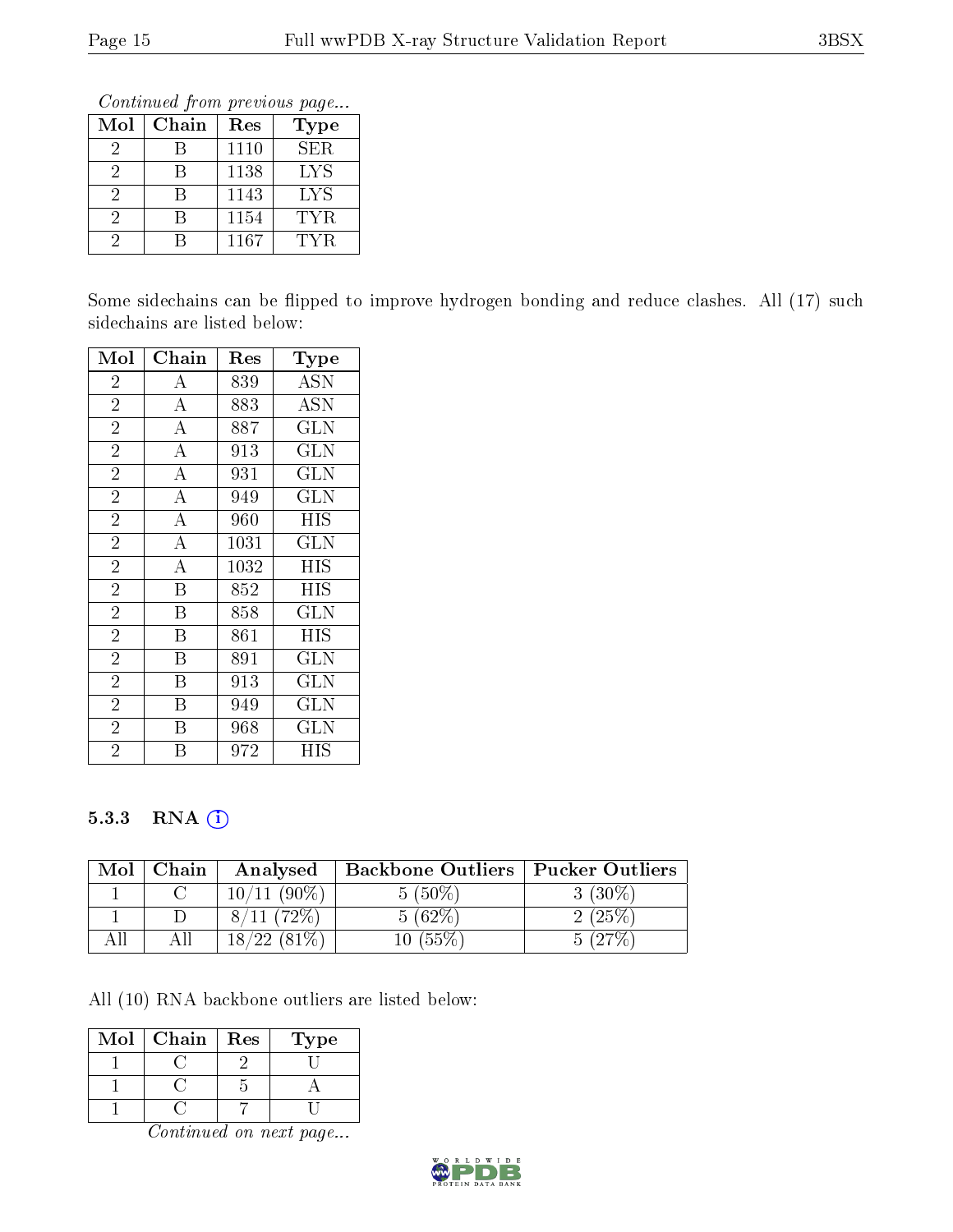*Continued from previous page...*

| Mol | Chain | Res | Type |
|---|---|---|---|
| 2 | B | 1110 | SER |
| 2 | B | 1138 | LYS |
| 2 | B | 1143 | LYS |
| 2 | B | 1154 | TYR |
| 2 | B | 1167 | TYR |

Some sidechains can be flipped to improve hydrogen bonding and reduce clashes. All (17) such sidechains are listed below:

| Mol | Chain | Res | Type |
|---|---|---|---|
| 2 | A | 839 | ASN |
| 2 | A | 883 | ASN |
| 2 | A | 887 | GLN |
| 2 | A | 913 | GLN |
| 2 | A | 931 | GLN |
| 2 | A | 949 | GLN |
| 2 | A | 960 | HIS |
| 2 | A | 1031 | GLN |
| 2 | A | 1032 | HIS |
| 2 | B | 852 | HIS |
| 2 | B | 858 | GLN |
| 2 | B | 861 | HIS |
| 2 | B | 891 | GLN |
| 2 | B | 913 | GLN |
| 2 | B | 949 | GLN |
| 2 | B | 968 | GLN |
| 2 | B | 972 | HIS |

### 5.3.3 RNA

| Mol | Chain | Analysed | Backbone Outliers | Pucker Outliers |
|---|---|---|---|---|
| 1 | C | 10/11 (90%) | 5 (50%) | 3 (30%) |
| 1 | D | 8/11 (72%) | 5 (62%) | 2 (25%) |
| All | All | 18/22 (81%) | 10 (55%) | 5 (27%) |

All (10) RNA backbone outliers are listed below:

| Mol | Chain | Res | Type |
|---|---|---|---|
| 1 | C | 2 | U |
| 1 | C | 5 | A |
| 1 | C | 7 | U |

*Continued on next page...*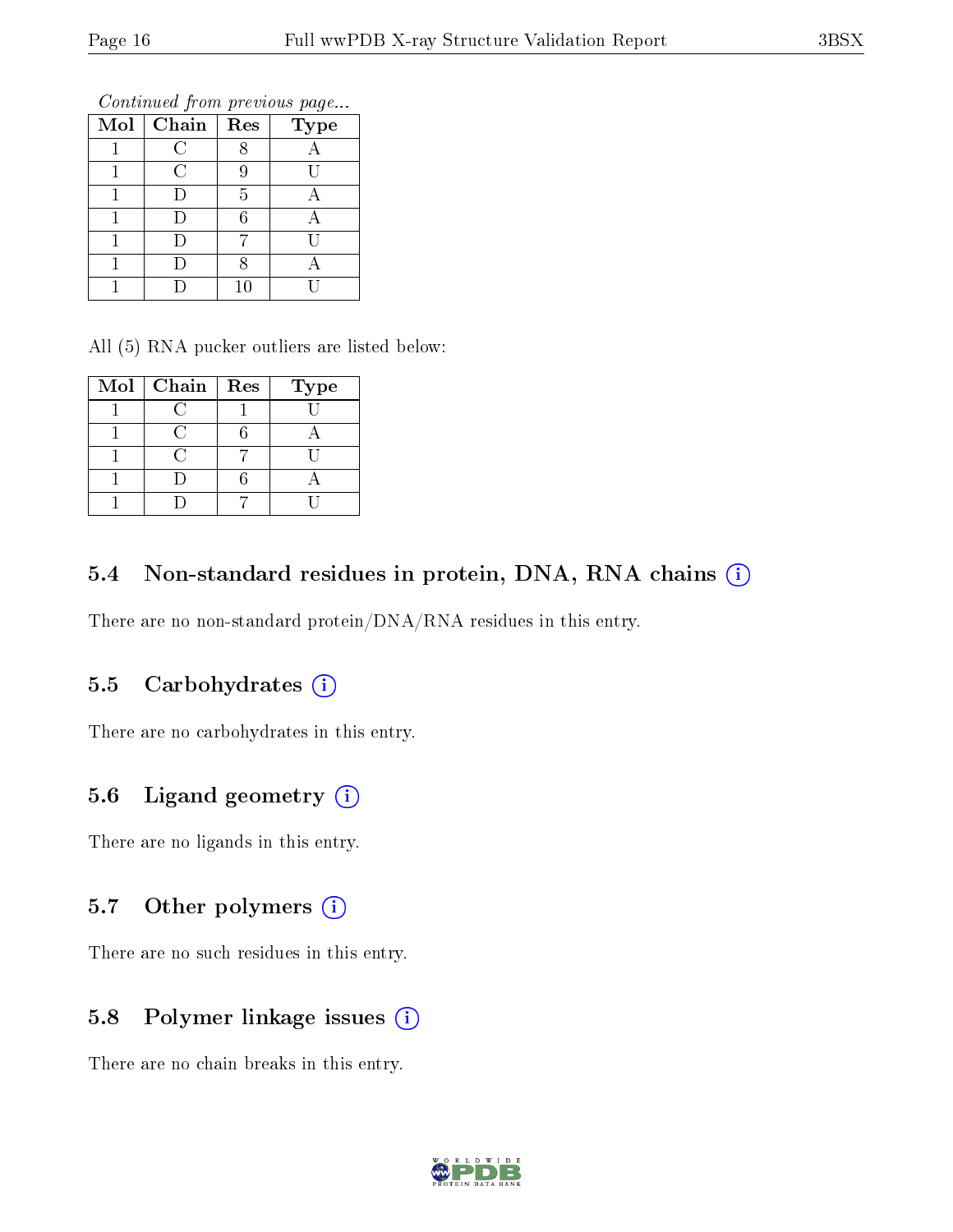*Continued from previous page...*

| Mol | Chain | Res | Type |
|---|---|---|---|
| 1 | C | 8 | A |
| 1 | C | 9 | U |
| 1 | D | 5 | A |
| 1 | D | 6 | A |
| 1 | D | 7 | U |
| 1 | D | 8 | A |
| 1 | D | 10 | U |

All (5) RNA pucker outliers are listed below:

| Mol | Chain | Res | Type |
|---|---|---|---|
| 1 | C | 1 | U |
| 1 | C | 6 | A |
| 1 | C | 7 | U |
| 1 | D | 6 | A |
| 1 | D | 7 | U |

### 5.4 Non-standard residues in protein, DNA, RNA chains (i)

There are no non-standard protein/DNA/RNA residues in this entry.

### 5.5 Carbohydrates (i)

There are no carbohydrates in this entry.

### 5.6 Ligand geometry (i)

There are no ligands in this entry.

### 5.7 Other polymers (i)

There are no such residues in this entry.

### 5.8 Polymer linkage issues (i)

There are no chain breaks in this entry.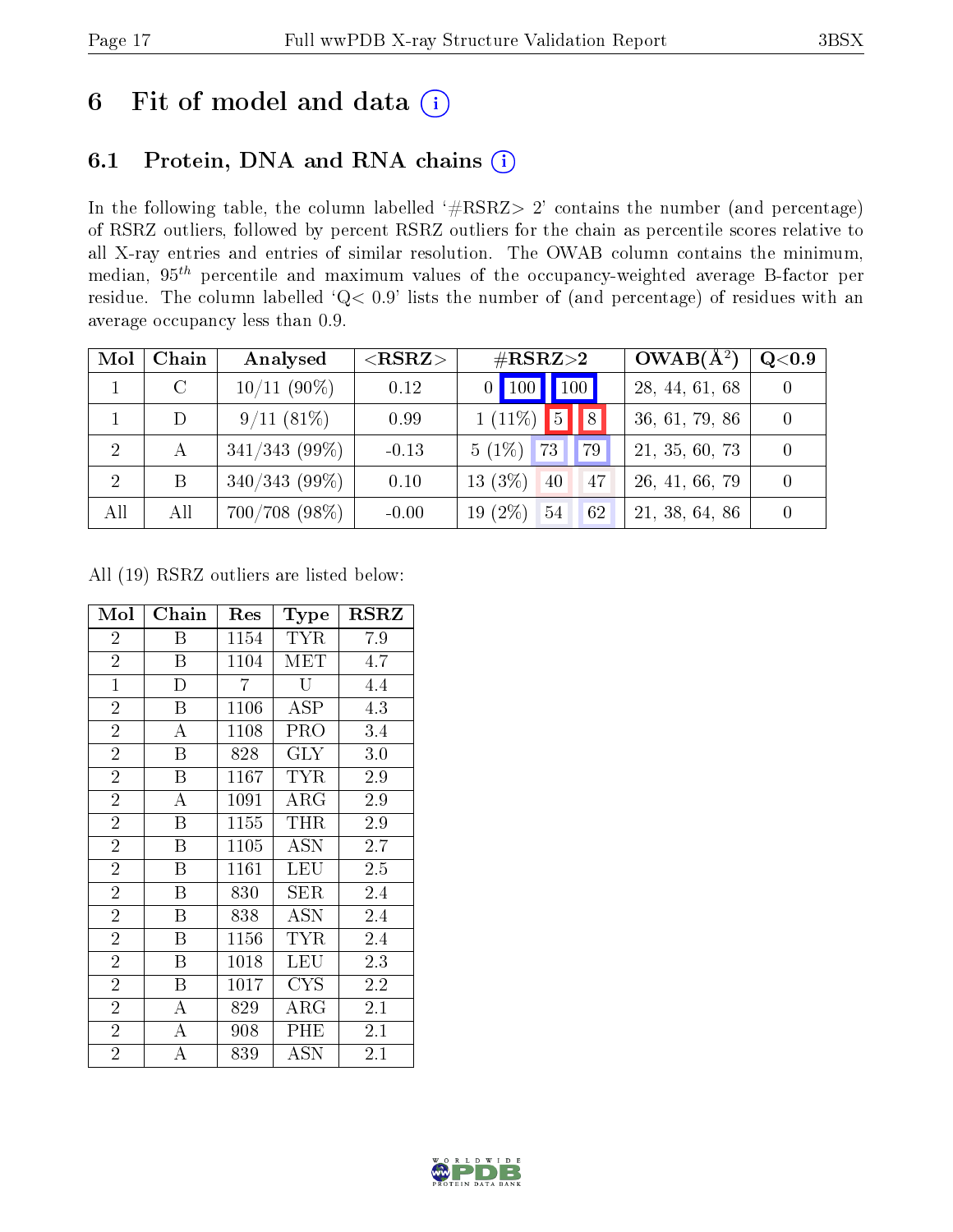# 6 Fit of model and data (i)

## 6.1 Protein, DNA and RNA chains (i)

In the following table, the column labelled '#RSRZ> 2' contains the number (and percentage) of RSRZ outliers, followed by percent RSRZ outliers for the chain as percentile scores relative to all X-ray entries and entries of similar resolution. The OWAB column contains the minimum, median, $95^{th}$ percentile and maximum values of the occupancy-weighted average B-factor per residue. The column labelled 'Q< 0.9' lists the number of (and percentage) of residues with an average occupancy less than 0.9.

| Mol | Chain | Analysed | <RSRZ> | #RSRZ>2 | | | OWAB(Å$^2$) | Q<0.9 |
|---|---|---|---|---|---|---|---|---|
| 1 | C | 10/11 (90%) | 0.12 | 0 | 100 | 100 | 28, 44, 61, 68 | 0 |
| 1 | D | 9/11 (81%) | 0.99 | 1 (11%) | 5 | 8 | 36, 61, 79, 86 | 0 |
| 2 | A | 341/343 (99%) | -0.13 | 5 (1%) | 73 | 79 | 21, 35, 60, 73 | 0 |
| 2 | B | 340/343 (99%) | 0.10 | 13 (3%) | 40 | 47 | 26, 41, 66, 79 | 0 |
| All | All | 700/708 (98%) | -0.00 | 19 (2%) | 54 | 62 | 21, 38, 64, 86 | 0 |

All (19) RSRZ outliers are listed below:

| Mol | Chain | Res | Type | RSRZ |
|---|---|---|---|---|
| 2 | B | 1154 | TYR | 7.9 |
| 2 | B | 1104 | MET | 4.7 |
| 1 | D | 7 | U | 4.4 |
| 2 | B | 1106 | ASP | 4.3 |
| 2 | A | 1108 | PRO | 3.4 |
| 2 | B | 828 | GLY | 3.0 |
| 2 | B | 1167 | TYR | 2.9 |
| 2 | A | 1091 | ARG | 2.9 |
| 2 | B | 1155 | THR | 2.9 |
| 2 | B | 1105 | ASN | 2.7 |
| 2 | B | 1161 | LEU | 2.5 |
| 2 | B | 830 | SER | 2.4 |
| 2 | B | 838 | ASN | 2.4 |
| 2 | B | 1156 | TYR | 2.4 |
| 2 | B | 1018 | LEU | 2.3 |
| 2 | B | 1017 | CYS | 2.2 |
| 2 | A | 829 | ARG | 2.1 |
| 2 | A | 908 | PHE | 2.1 |
| 2 | A | 839 | ASN | 2.1 |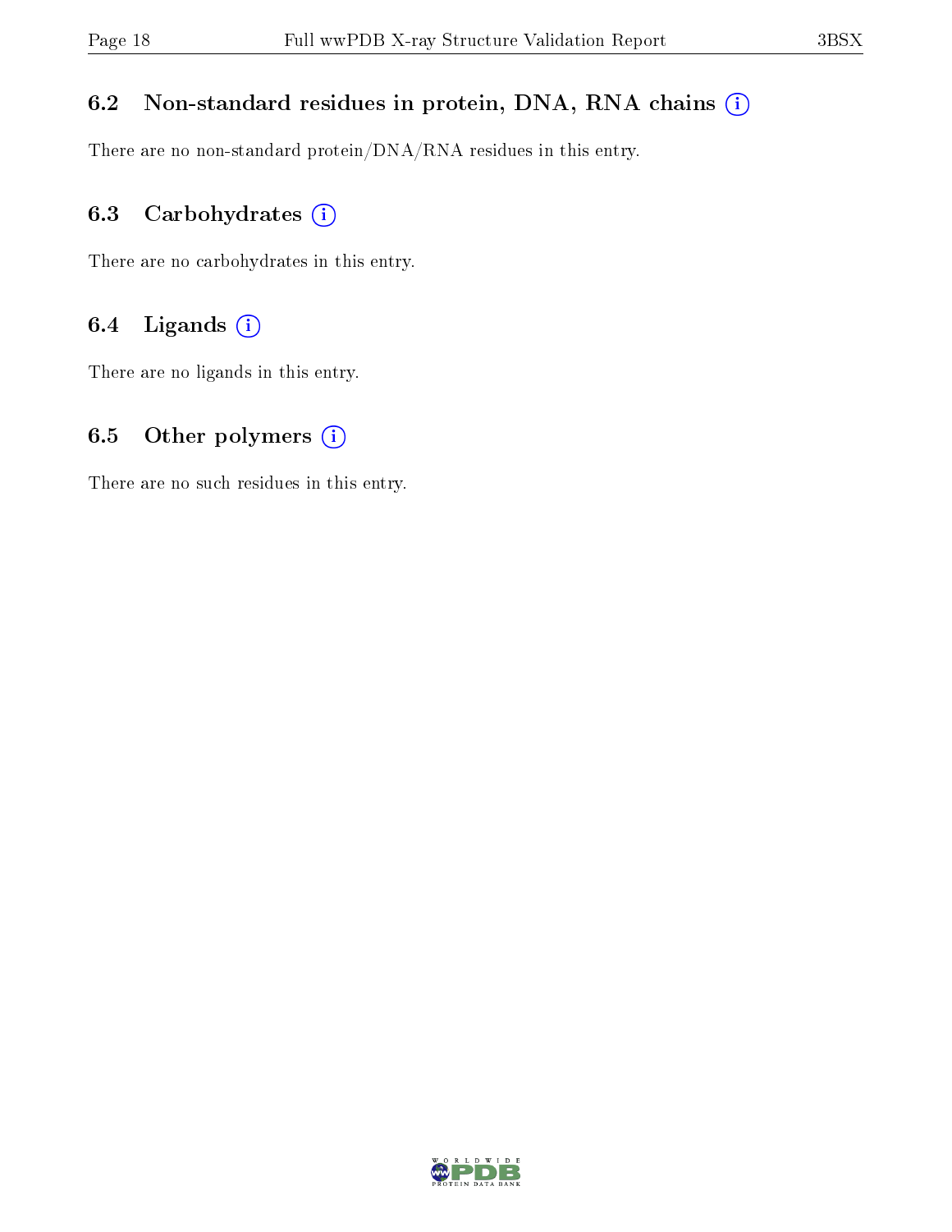## 6.2 Non-standard residues in protein, DNA, RNA chains (i)

There are no non-standard protein/DNA/RNA residues in this entry.

## 6.3 Carbohydrates (i)

There are no carbohydrates in this entry.

## 6.4 Ligands (i)

There are no ligands in this entry.

## 6.5 Other polymers (i)

There are no such residues in this entry.